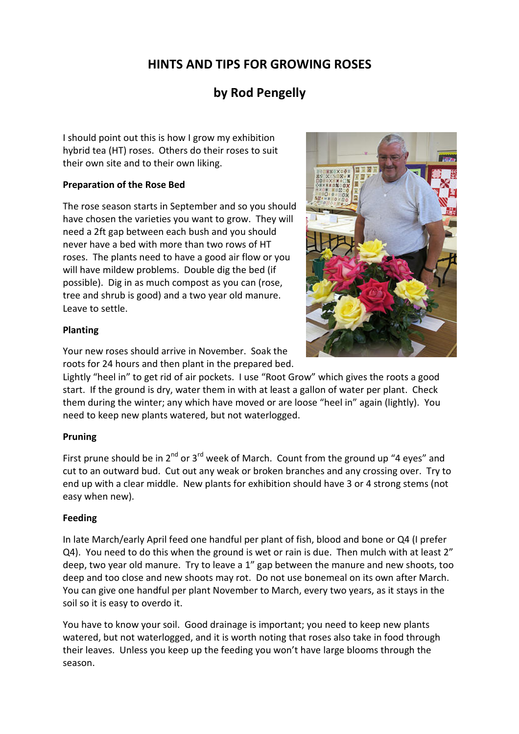# HINTS AND TIPS FOR GROWING ROSES

## by Rod Pengelly

I should point out this is how I grow my exhibition hybrid tea (HT) roses. Others do their roses to suit their own site and to their own liking.

**Preparation of the Rose Bed**

The rose season starts in September and so you should have chosen the varieties you want to grow. They will need a 2ft gap between each bush and you should never have a bed with more than two rows of HT roses. The plants need to have a good air flow or you will have mildew problems. Double dig the bed (if possible). Dig in as much compost as you can (rose, tree and shrub is good) and a two year old manure. Leave to settle.

**Planting**

Your new roses should arrive in November. Soak the roots for 24 hours and then plant in the prepared bed. Lightly "heel in" to get rid of air pockets. I use "Root Grow" which gives the roots a good start. If the ground is dry, water them in with at least a gallon of water per plant. Check them during the winter; any which have moved or are loose "heel in" again (lightly). You need to keep new plants watered, but not waterlogged.

**Pruning**

First prune should be in 2nd or 3rd week of March. Count from the ground up "4 eyes" and cut to an outward bud. Cut out any weak or broken branches and any crossing over. Try to end up with a clear middle. New plants for exhibition should have 3 or 4 strong stems (not easy when new).

**Feeding**

In late March/early April feed one handful per plant of fish, blood and bone or Q4 (I prefer Q4). You need to do this when the ground is wet or rain is due. Then mulch with at least 2" deep, two year old manure. Try to leave a 1" gap between the manure and new shoots, too deep and too close and new shoots may rot. Do not use bonemeal on its own after March. You can give one handful per plant November to March, every two years, as it stays in the soil so it is easy to overdo it.

You have to know your soil. Good drainage is important; you need to keep new plants watered, but not waterlogged, and it is worth noting that roses also take in food through their leaves. Unless you keep up the feeding you won't have large blooms through the season.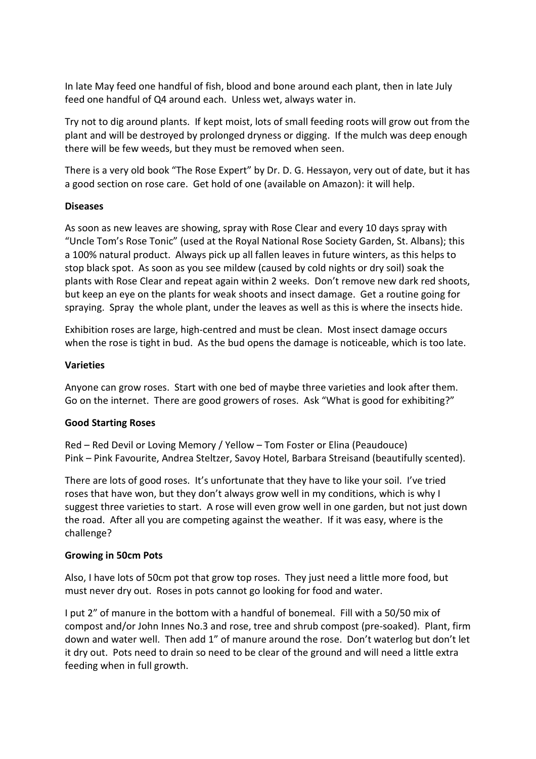In late May feed one handful of fish, blood and bone around each plant, then in late July feed one handful of Q4 around each. Unless wet, always water in.

Try not to dig around plants. If kept moist, lots of small feeding roots will grow out from the plant and will be destroyed by prolonged dryness or digging. If the mulch was deep enough there will be few weeds, but they must be removed when seen.

There is a very old book "The Rose Expert" by Dr. D. G. Hessayon, very out of date, but it has a good section on rose care. Get hold of one (available on Amazon): it will help.

**Diseases**

As soon as new leaves are showing, spray with Rose Clear and every 10 days spray with "Uncle Tom's Rose Tonic" (used at the Royal National Rose Society Garden, St. Albans); this a 100% natural product. Always pick up all fallen leaves in future winters, as this helps to stop black spot. As soon as you see mildew (caused by cold nights or dry soil) soak the plants with Rose Clear and repeat again within 2 weeks. Don't remove new dark red shoots, but keep an eye on the plants for weak shoots and insect damage. Get a routine going for spraying. Spray the whole plant, under the leaves as well as this is where the insects hide.

Exhibition roses are large, high-centred and must be clean. Most insect damage occurs when the rose is tight in bud. As the bud opens the damage is noticeable, which is too late.

**Varieties**

Anyone can grow roses. Start with one bed of maybe three varieties and look after them. Go on the internet. There are good growers of roses. Ask "What is good for exhibiting?"

**Good Starting Roses**

Red – Red Devil or Loving Memory / Yellow – Tom Foster or Elina (Peaudouce)
Pink – Pink Favourite, Andrea Steltzer, Savoy Hotel, Barbara Streisand (beautifully scented).

There are lots of good roses. It's unfortunate that they have to like your soil. I've tried roses that have won, but they don't always grow well in my conditions, which is why I suggest three varieties to start. A rose will even grow well in one garden, but not just down the road. After all you are competing against the weather. If it was easy, where is the challenge?

**Growing in 50cm Pots**

Also, I have lots of 50cm pot that grow top roses. They just need a little more food, but must never dry out. Roses in pots cannot go looking for food and water.

I put 2" of manure in the bottom with a handful of bonemeal. Fill with a 50/50 mix of compost and/or John Innes No.3 and rose, tree and shrub compost (pre-soaked). Plant, firm down and water well. Then add 1" of manure around the rose. Don't waterlog but don't let it dry out. Pots need to drain so need to be clear of the ground and will need a little extra feeding when in full growth.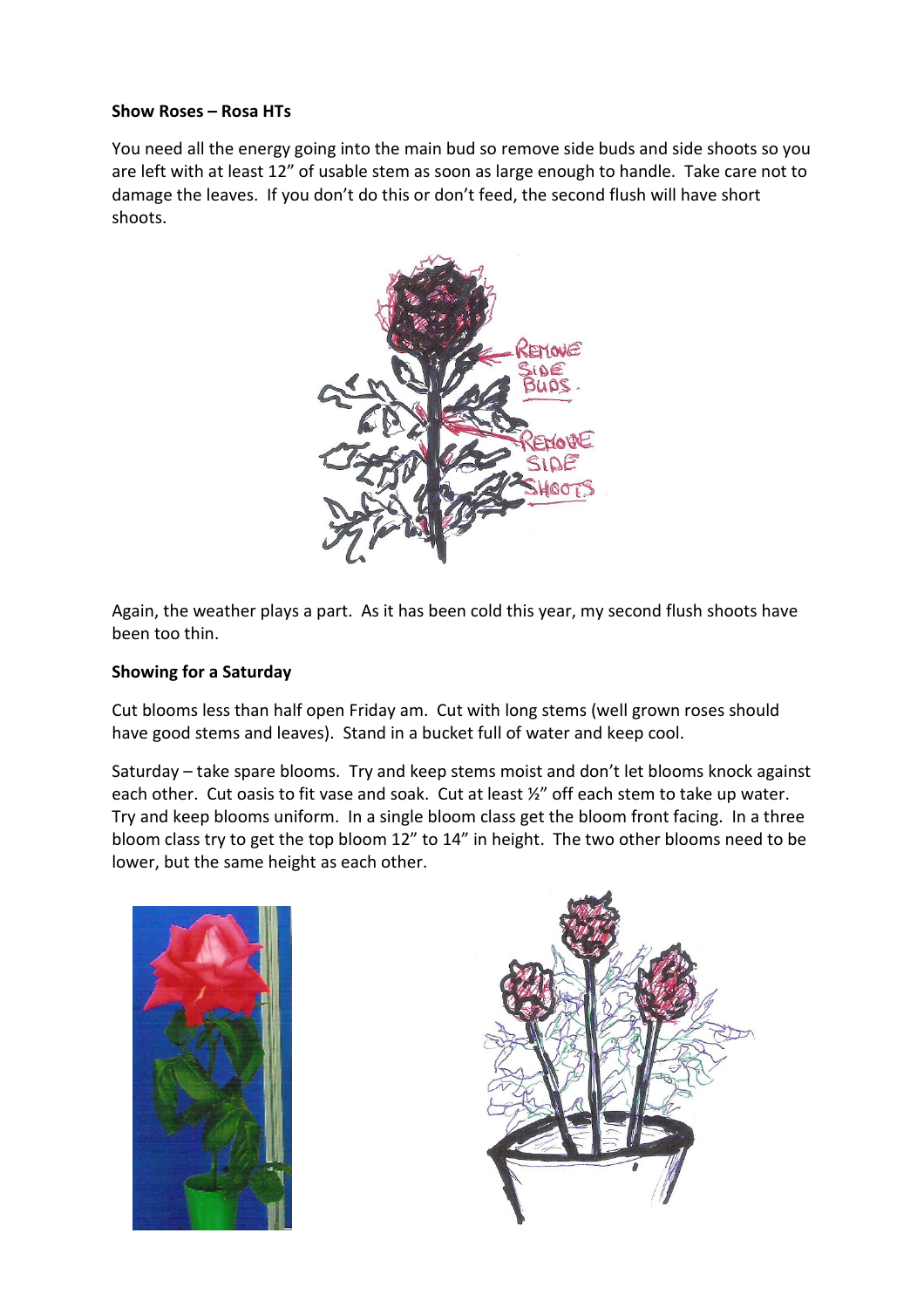**Show Roses – Rosa HTs**

You need all the energy going into the main bud so remove side buds and side shoots so you are left with at least 12" of usable stem as soon as large enough to handle. Take care not to damage the leaves. If you don't do this or don't feed, the second flush will have short shoots.

Again, the weather plays a part. As it has been cold this year, my second flush shoots have been too thin.

**Showing for a Saturday**

Cut blooms less than half open Friday am. Cut with long stems (well grown roses should have good stems and leaves). Stand in a bucket full of water and keep cool.

Saturday – take spare blooms. Try and keep stems moist and don't let blooms knock against each other. Cut oasis to fit vase and soak. Cut at least ½" off each stem to take up water. Try and keep blooms uniform. In a single bloom class get the bloom front facing. In a three bloom class try to get the top bloom 12" to 14" in height. The two other blooms need to be lower, but the same height as each other.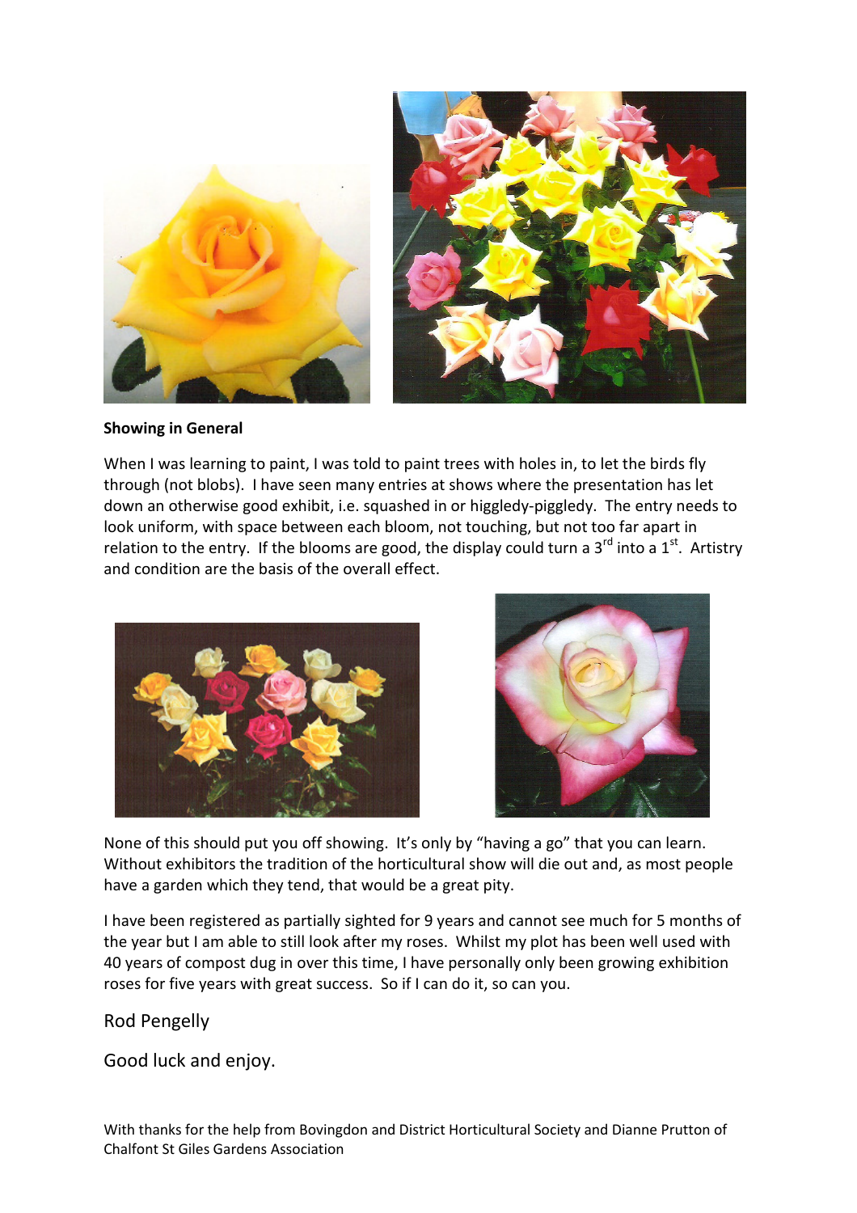**Showing in General**

When I was learning to paint, I was told to paint trees with holes in, to let the birds fly through (not blobs). I have seen many entries at shows where the presentation has let down an otherwise good exhibit, i.e. squashed in or higgledy-piggledy. The entry needs to look uniform, with space between each bloom, not touching, but not too far apart in relation to the entry. If the blooms are good, the display could turn a 3rd into a 1st. Artistry and condition are the basis of the overall effect.

None of this should put you off showing. It's only by "having a go" that you can learn. Without exhibitors the tradition of the horticultural show will die out and, as most people have a garden which they tend, that would be a great pity.

I have been registered as partially sighted for 9 years and cannot see much for 5 months of the year but I am able to still look after my roses. Whilst my plot has been well used with 40 years of compost dug in over this time, I have personally only been growing exhibition roses for five years with great success. So if I can do it, so can you.

Rod Pengelly

Good luck and enjoy.

With thanks for the help from Bovingdon and District Horticultural Society and Dianne Prutton of Chalfont St Giles Gardens Association